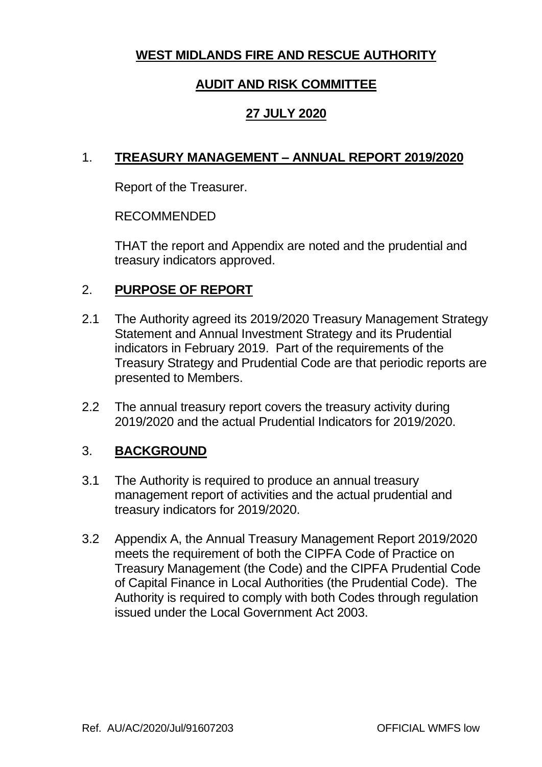**WEST MIDLANDS FIRE AND RESCUE AUTHORITY**

**AUDIT AND RISK COMMITTEE**

**27 JULY 2020**

1. **TREASURY MANAGEMENT – ANNUAL REPORT 2019/2020**

   Report of the Treasurer.

   RECOMMENDED

   THAT the report and Appendix are noted and the prudential and treasury indicators approved.

2. **PURPOSE OF REPORT**

2.1 The Authority agreed its 2019/2020 Treasury Management Strategy Statement and Annual Investment Strategy and its Prudential indicators in February 2019. Part of the requirements of the Treasury Strategy and Prudential Code are that periodic reports are presented to Members.

2.2 The annual treasury report covers the treasury activity during 2019/2020 and the actual Prudential Indicators for 2019/2020.

3. **BACKGROUND**

3.1 The Authority is required to produce an annual treasury management report of activities and the actual prudential and treasury indicators for 2019/2020.

3.2 Appendix A, the Annual Treasury Management Report 2019/2020 meets the requirement of both the CIPFA Code of Practice on Treasury Management (the Code) and the CIPFA Prudential Code of Capital Finance in Local Authorities (the Prudential Code). The Authority is required to comply with both Codes through regulation issued under the Local Government Act 2003.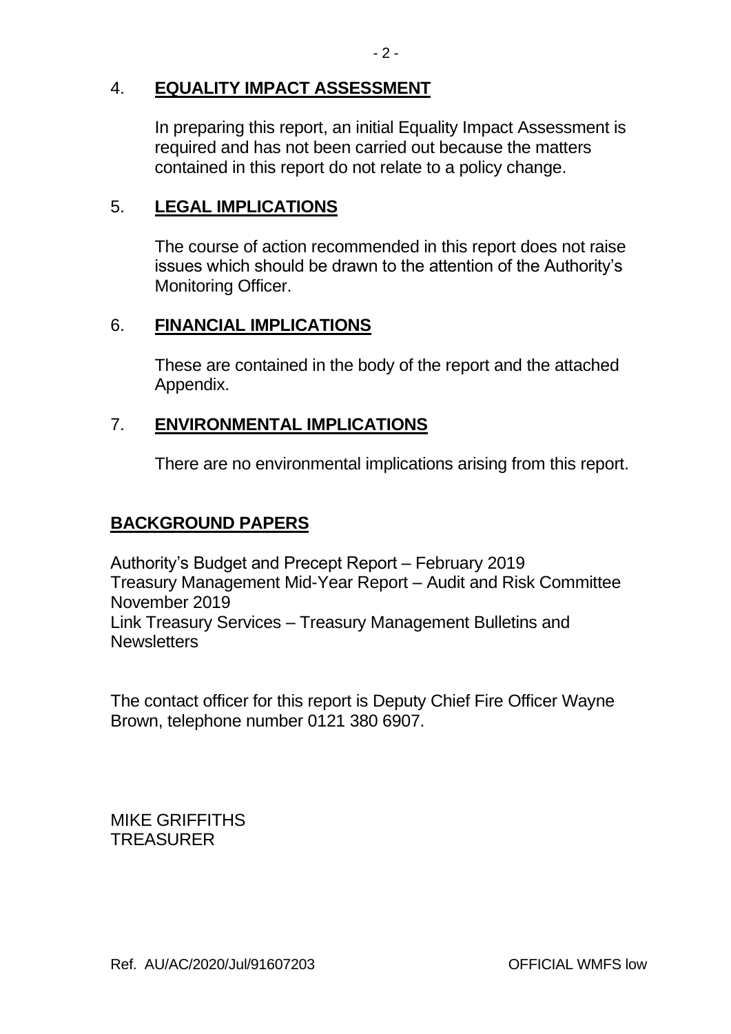## 4. **EQUALITY IMPACT ASSESSMENT**

In preparing this report, an initial Equality Impact Assessment is required and has not been carried out because the matters contained in this report do not relate to a policy change.

## 5. **LEGAL IMPLICATIONS**

The course of action recommended in this report does not raise issues which should be drawn to the attention of the Authority's Monitoring Officer.

## 6. **FINANCIAL IMPLICATIONS**

These are contained in the body of the report and the attached Appendix.

## 7. **ENVIRONMENTAL IMPLICATIONS**

There are no environmental implications arising from this report.

## **BACKGROUND PAPERS**

Authority's Budget and Precept Report – February 2019
Treasury Management Mid-Year Report – Audit and Risk Committee November 2019
Link Treasury Services – Treasury Management Bulletins and Newsletters

The contact officer for this report is Deputy Chief Fire Officer Wayne Brown, telephone number 0121 380 6907.

MIKE GRIFFITHS
TREASURER

Ref. AU/AC/2020/Jul/91607203 OFFICIAL WMFS low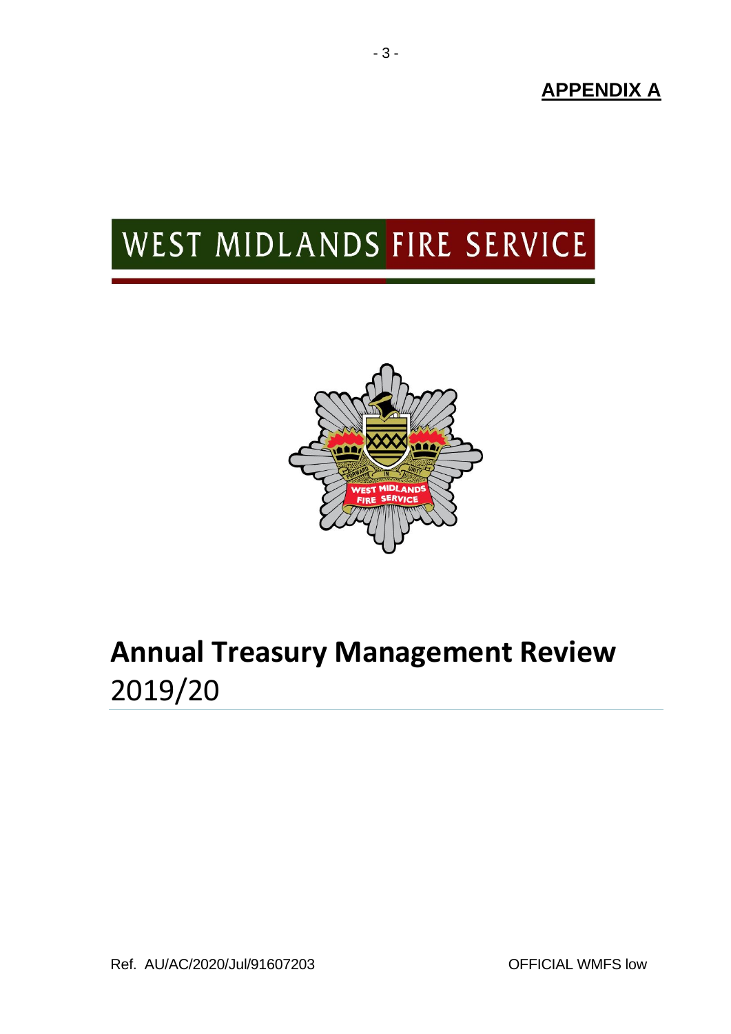**APPENDIX A**

WEST MIDLANDS FIRE SERVICE

# Annual Treasury Management Review

2019/20

Ref. AU/AC/2020/Jul/91607203

OFFICIAL WMFS low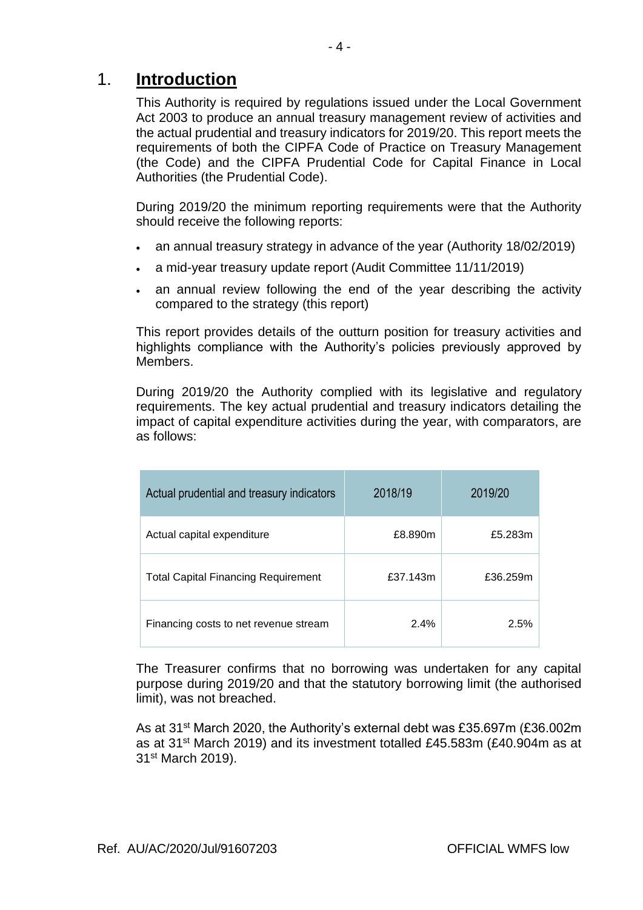# 1. **Introduction**

This Authority is required by regulations issued under the Local Government Act 2003 to produce an annual treasury management review of activities and the actual prudential and treasury indicators for 2019/20. This report meets the requirements of both the CIPFA Code of Practice on Treasury Management (the Code) and the CIPFA Prudential Code for Capital Finance in Local Authorities (the Prudential Code).

During 2019/20 the minimum reporting requirements were that the Authority should receive the following reports:

- an annual treasury strategy in advance of the year (Authority 18/02/2019)
- a mid-year treasury update report (Audit Committee 11/11/2019)
- an annual review following the end of the year describing the activity compared to the strategy (this report)

This report provides details of the outturn position for treasury activities and highlights compliance with the Authority's policies previously approved by Members.

During 2019/20 the Authority complied with its legislative and regulatory requirements. The key actual prudential and treasury indicators detailing the impact of capital expenditure activities during the year, with comparators, are as follows:

| Actual prudential and treasury indicators | 2018/19 | 2019/20 |
|---|---|---|
| Actual capital expenditure | £8.890m | £5.283m |
| Total Capital Financing Requirement | £37.143m | £36.259m |
| Financing costs to net revenue stream | 2.4% | 2.5% |

The Treasurer confirms that no borrowing was undertaken for any capital purpose during 2019/20 and that the statutory borrowing limit (the authorised limit), was not breached.

As at 31st March 2020, the Authority's external debt was £35.697m (£36.002m as at 31st March 2019) and its investment totalled £45.583m (£40.904m as at 31st March 2019).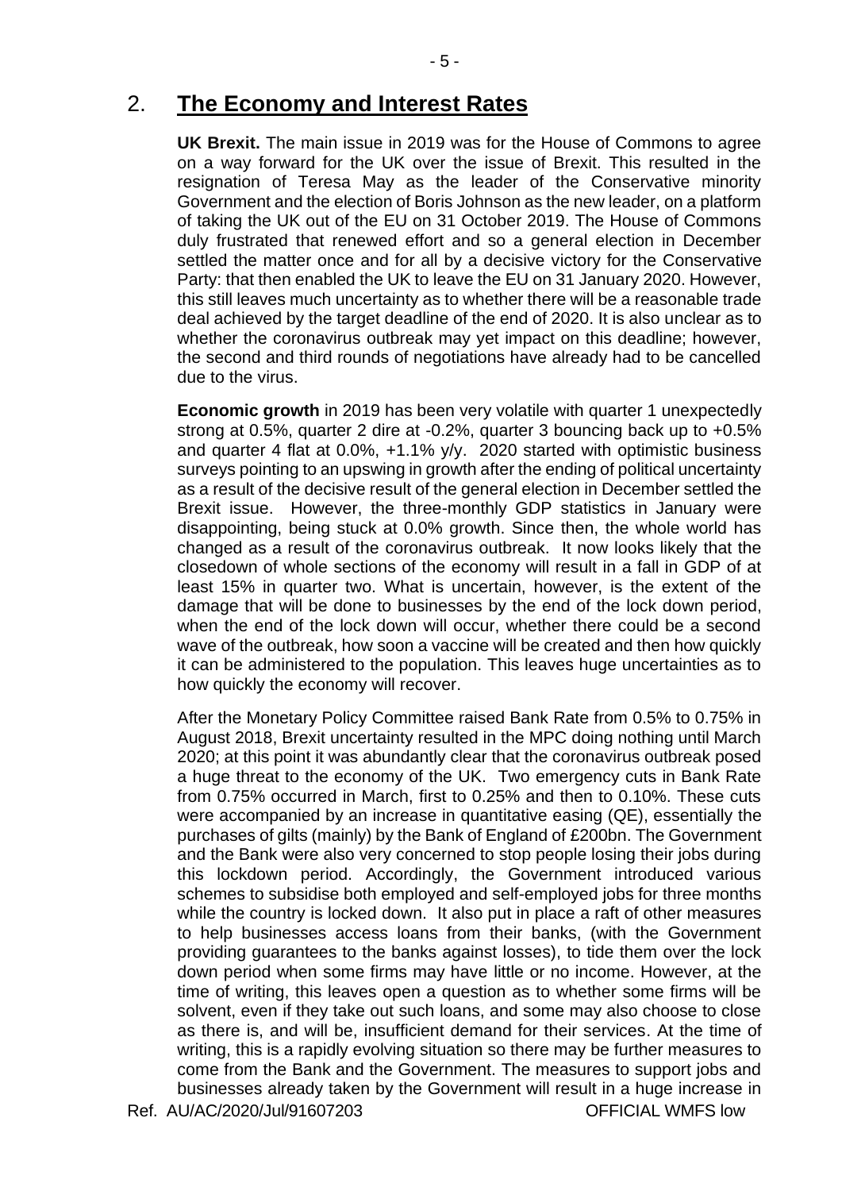## 2. The Economy and Interest Rates

**UK Brexit.** The main issue in 2019 was for the House of Commons to agree on a way forward for the UK over the issue of Brexit. This resulted in the resignation of Teresa May as the leader of the Conservative minority Government and the election of Boris Johnson as the new leader, on a platform of taking the UK out of the EU on 31 October 2019. The House of Commons duly frustrated that renewed effort and so a general election in December settled the matter once and for all by a decisive victory for the Conservative Party: that then enabled the UK to leave the EU on 31 January 2020. However, this still leaves much uncertainty as to whether there will be a reasonable trade deal achieved by the target deadline of the end of 2020. It is also unclear as to whether the coronavirus outbreak may yet impact on this deadline; however, the second and third rounds of negotiations have already had to be cancelled due to the virus.

**Economic growth** in 2019 has been very volatile with quarter 1 unexpectedly strong at 0.5%, quarter 2 dire at -0.2%, quarter 3 bouncing back up to +0.5% and quarter 4 flat at 0.0%, +1.1% y/y. 2020 started with optimistic business surveys pointing to an upswing in growth after the ending of political uncertainty as a result of the decisive result of the general election in December settled the Brexit issue. However, the three-monthly GDP statistics in January were disappointing, being stuck at 0.0% growth. Since then, the whole world has changed as a result of the coronavirus outbreak. It now looks likely that the closedown of whole sections of the economy will result in a fall in GDP of at least 15% in quarter two. What is uncertain, however, is the extent of the damage that will be done to businesses by the end of the lock down period, when the end of the lock down will occur, whether there could be a second wave of the outbreak, how soon a vaccine will be created and then how quickly it can be administered to the population. This leaves huge uncertainties as to how quickly the economy will recover.

After the Monetary Policy Committee raised Bank Rate from 0.5% to 0.75% in August 2018, Brexit uncertainty resulted in the MPC doing nothing until March 2020; at this point it was abundantly clear that the coronavirus outbreak posed a huge threat to the economy of the UK. Two emergency cuts in Bank Rate from 0.75% occurred in March, first to 0.25% and then to 0.10%. These cuts were accompanied by an increase in quantitative easing (QE), essentially the purchases of gilts (mainly) by the Bank of England of £200bn. The Government and the Bank were also very concerned to stop people losing their jobs during this lockdown period. Accordingly, the Government introduced various schemes to subsidise both employed and self-employed jobs for three months while the country is locked down. It also put in place a raft of other measures to help businesses access loans from their banks, (with the Government providing guarantees to the banks against losses), to tide them over the lock down period when some firms may have little or no income. However, at the time of writing, this leaves open a question as to whether some firms will be solvent, even if they take out such loans, and some may also choose to close as there is, and will be, insufficient demand for their services. At the time of writing, this is a rapidly evolving situation so there may be further measures to come from the Bank and the Government. The measures to support jobs and businesses already taken by the Government will result in a huge increase in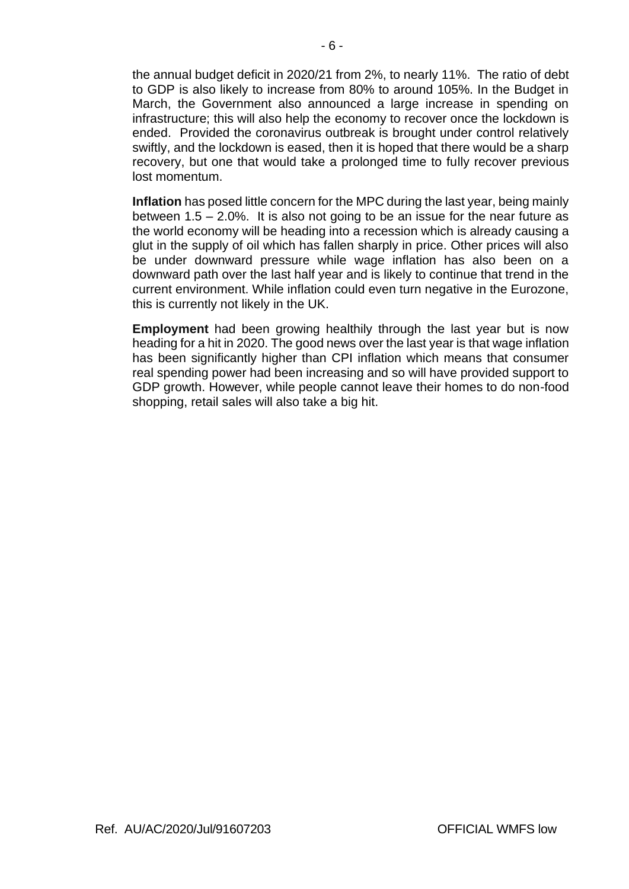the annual budget deficit in 2020/21 from 2%, to nearly 11%. The ratio of debt to GDP is also likely to increase from 80% to around 105%. In the Budget in March, the Government also announced a large increase in spending on infrastructure; this will also help the economy to recover once the lockdown is ended. Provided the coronavirus outbreak is brought under control relatively swiftly, and the lockdown is eased, then it is hoped that there would be a sharp recovery, but one that would take a prolonged time to fully recover previous lost momentum.

**Inflation** has posed little concern for the MPC during the last year, being mainly between 1.5 – 2.0%. It is also not going to be an issue for the near future as the world economy will be heading into a recession which is already causing a glut in the supply of oil which has fallen sharply in price. Other prices will also be under downward pressure while wage inflation has also been on a downward path over the last half year and is likely to continue that trend in the current environment. While inflation could even turn negative in the Eurozone, this is currently not likely in the UK.

**Employment** had been growing healthily through the last year but is now heading for a hit in 2020. The good news over the last year is that wage inflation has been significantly higher than CPI inflation which means that consumer real spending power had been increasing and so will have provided support to GDP growth. However, while people cannot leave their homes to do non-food shopping, retail sales will also take a big hit.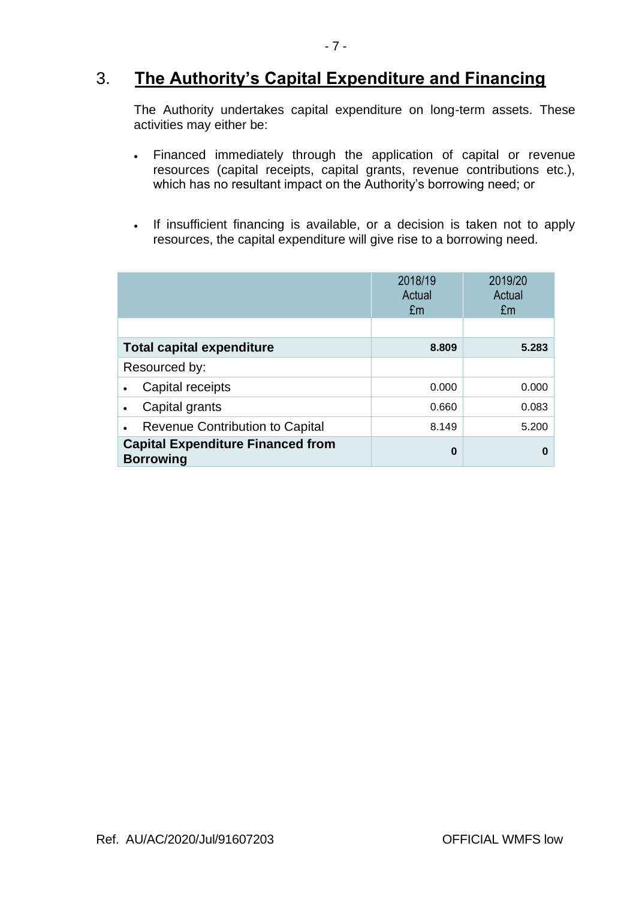## 3. The Authority's Capital Expenditure and Financing

The Authority undertakes capital expenditure on long-term assets. These activities may either be:

- Financed immediately through the application of capital or revenue resources (capital receipts, capital grants, revenue contributions etc.), which has no resultant impact on the Authority's borrowing need; or

- If insufficient financing is available, or a decision is taken not to apply resources, the capital expenditure will give rise to a borrowing need.

| | 2018/19 Actual £m | 2019/20 Actual £m |
|---|---|---|
| | | |
| **Total capital expenditure** | **8.809** | **5.283** |
| Resourced by: | | |
| • Capital receipts | 0.000 | 0.000 |
| • Capital grants | 0.660 | 0.083 |
| • Revenue Contribution to Capital | 8.149 | 5.200 |
| **Capital Expenditure Financed from Borrowing** | **0** | **0** |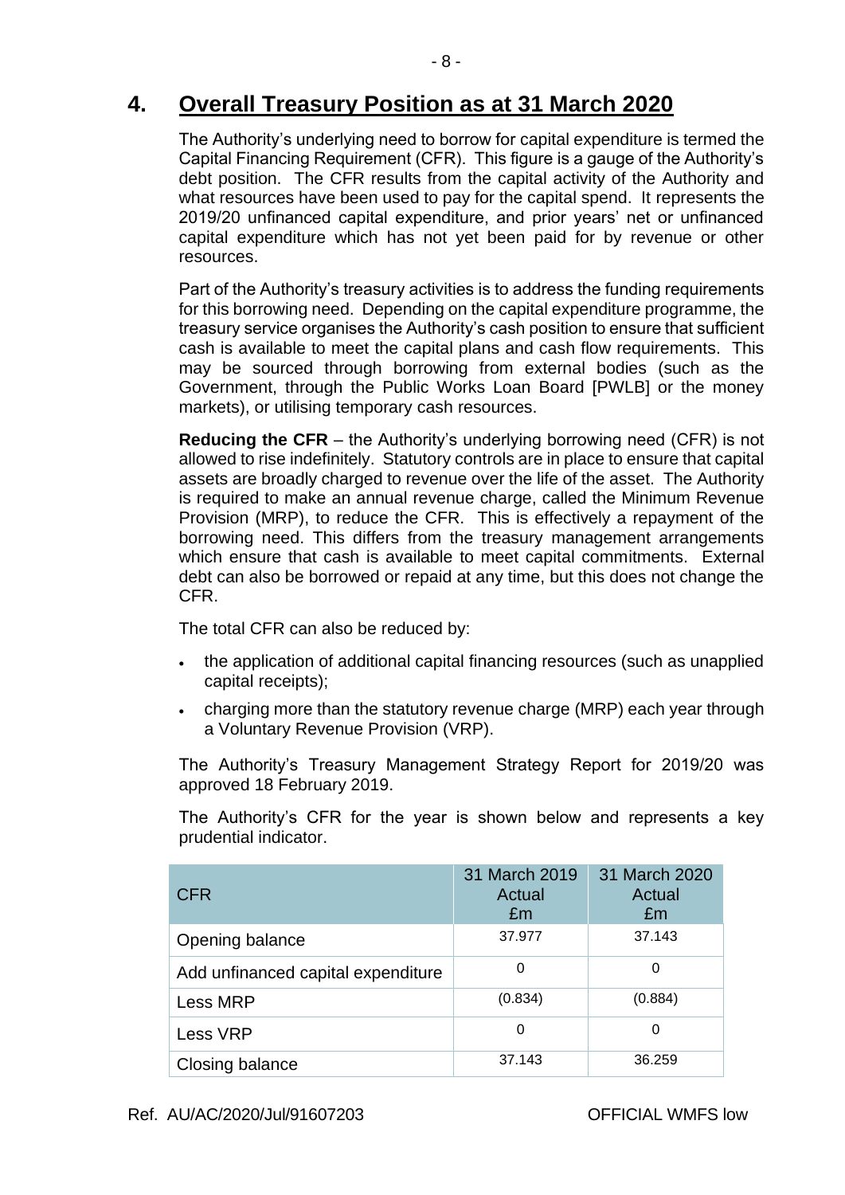## 4. Overall Treasury Position as at 31 March 2020

The Authority's underlying need to borrow for capital expenditure is termed the Capital Financing Requirement (CFR). This figure is a gauge of the Authority's debt position. The CFR results from the capital activity of the Authority and what resources have been used to pay for the capital spend. It represents the 2019/20 unfinanced capital expenditure, and prior years' net or unfinanced capital expenditure which has not yet been paid for by revenue or other resources.

Part of the Authority's treasury activities is to address the funding requirements for this borrowing need. Depending on the capital expenditure programme, the treasury service organises the Authority's cash position to ensure that sufficient cash is available to meet the capital plans and cash flow requirements. This may be sourced through borrowing from external bodies (such as the Government, through the Public Works Loan Board [PWLB] or the money markets), or utilising temporary cash resources.

**Reducing the CFR** – the Authority's underlying borrowing need (CFR) is not allowed to rise indefinitely. Statutory controls are in place to ensure that capital assets are broadly charged to revenue over the life of the asset. The Authority is required to make an annual revenue charge, called the Minimum Revenue Provision (MRP), to reduce the CFR. This is effectively a repayment of the borrowing need. This differs from the treasury management arrangements which ensure that cash is available to meet capital commitments. External debt can also be borrowed or repaid at any time, but this does not change the CFR.

The total CFR can also be reduced by:

- the application of additional capital financing resources (such as unapplied capital receipts);
- charging more than the statutory revenue charge (MRP) each year through a Voluntary Revenue Provision (VRP).

The Authority's Treasury Management Strategy Report for 2019/20 was approved 18 February 2019.

The Authority's CFR for the year is shown below and represents a key prudential indicator.

| CFR | 31 March 2019 Actual £m | 31 March 2020 Actual £m |
|---|---|---|
| Opening balance | 37.977 | 37.143 |
| Add unfinanced capital expenditure | 0 | 0 |
| Less MRP | (0.834) | (0.884) |
| Less VRP | 0 | 0 |
| Closing balance | 37.143 | 36.259 |

Ref. AU/AC/2020/Jul/91607203 OFFICIAL WMFS low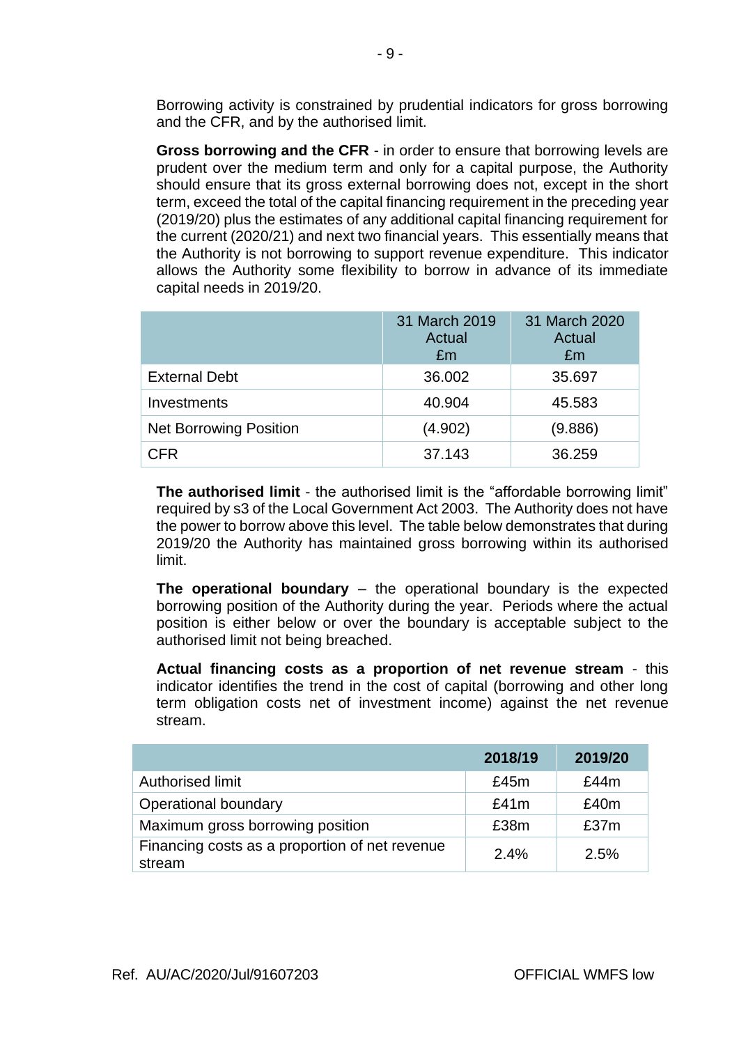Borrowing activity is constrained by prudential indicators for gross borrowing and the CFR, and by the authorised limit.

**Gross borrowing and the CFR** - in order to ensure that borrowing levels are prudent over the medium term and only for a capital purpose, the Authority should ensure that its gross external borrowing does not, except in the short term, exceed the total of the capital financing requirement in the preceding year (2019/20) plus the estimates of any additional capital financing requirement for the current (2020/21) and next two financial years. This essentially means that the Authority is not borrowing to support revenue expenditure. This indicator allows the Authority some flexibility to borrow in advance of its immediate capital needs in 2019/20.

| | 31 March 2019 Actual £m | 31 March 2020 Actual £m |
|---|---|---|
| External Debt | 36.002 | 35.697 |
| Investments | 40.904 | 45.583 |
| Net Borrowing Position | (4.902) | (9.886) |
| CFR | 37.143 | 36.259 |

**The authorised limit** - the authorised limit is the "affordable borrowing limit" required by s3 of the Local Government Act 2003. The Authority does not have the power to borrow above this level. The table below demonstrates that during 2019/20 the Authority has maintained gross borrowing within its authorised limit.

**The operational boundary** – the operational boundary is the expected borrowing position of the Authority during the year. Periods where the actual position is either below or over the boundary is acceptable subject to the authorised limit not being breached.

**Actual financing costs as a proportion of net revenue stream** - this indicator identifies the trend in the cost of capital (borrowing and other long term obligation costs net of investment income) against the net revenue stream.

| | 2018/19 | 2019/20 |
|---|---|---|
| Authorised limit | £45m | £44m |
| Operational boundary | £41m | £40m |
| Maximum gross borrowing position | £38m | £37m |
| Financing costs as a proportion of net revenue stream | 2.4% | 2.5% |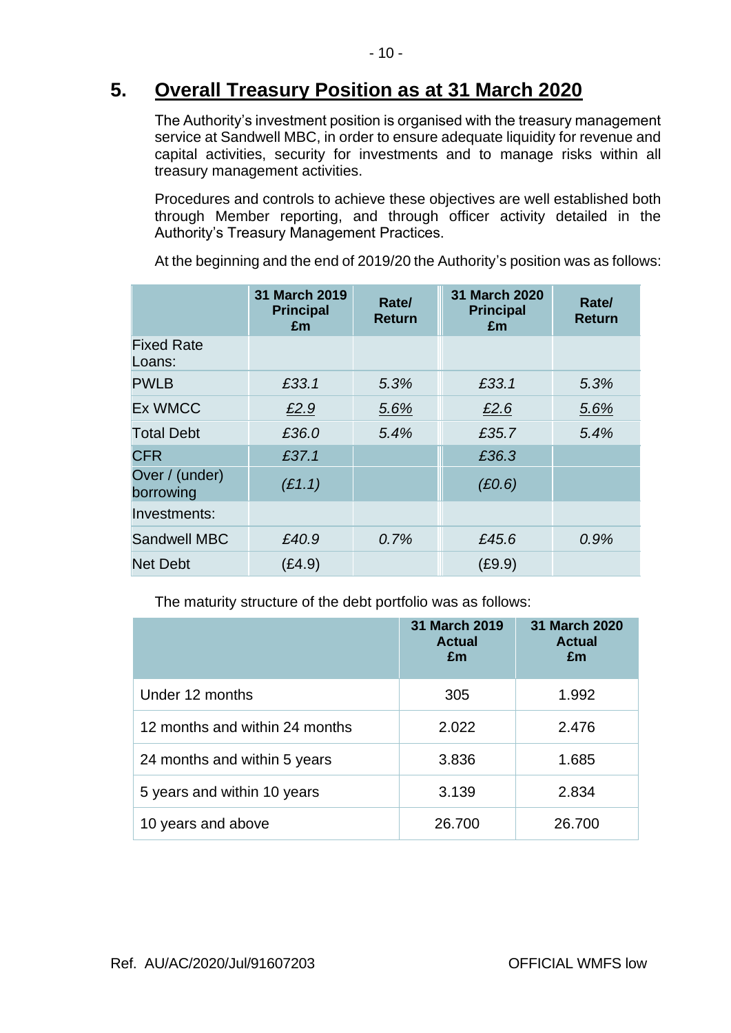## 5. Overall Treasury Position as at 31 March 2020

The Authority's investment position is organised with the treasury management service at Sandwell MBC, in order to ensure adequate liquidity for revenue and capital activities, security for investments and to manage risks within all treasury management activities.

Procedures and controls to achieve these objectives are well established both through Member reporting, and through officer activity detailed in the Authority's Treasury Management Practices.

At the beginning and the end of 2019/20 the Authority's position was as follows:

| | 31 March 2019 Principal £m | Rate/ Return | 31 March 2020 Principal £m | Rate/ Return |
|---|---|---|---|---|
| Fixed Rate Loans: | | | | |
| PWLB | *£33.1* | *5.3%* | *£33.1* | *5.3%* |
| Ex WMCC | *£2.9* | *5.6%* | *£2.6* | *5.6%* |
| Total Debt | *£36.0* | *5.4%* | *£35.7* | *5.4%* |
| CFR | *£37.1* | | *£36.3* | |
| Over / (under) borrowing | *(£1.1)* | | *(£0.6)* | |
| Investments: | | | | |
| Sandwell MBC | *£40.9* | *0.7%* | *£45.6* | *0.9%* |
| Net Debt | (£4.9) | | (£9.9) | |

The maturity structure of the debt portfolio was as follows:

| | 31 March 2019 Actual £m | 31 March 2020 Actual £m |
|---|---|---|
| Under 12 months | 305 | 1.992 |
| 12 months and within 24 months | 2.022 | 2.476 |
| 24 months and within 5 years | 3.836 | 1.685 |
| 5 years and within 10 years | 3.139 | 2.834 |
| 10 years and above | 26.700 | 26.700 |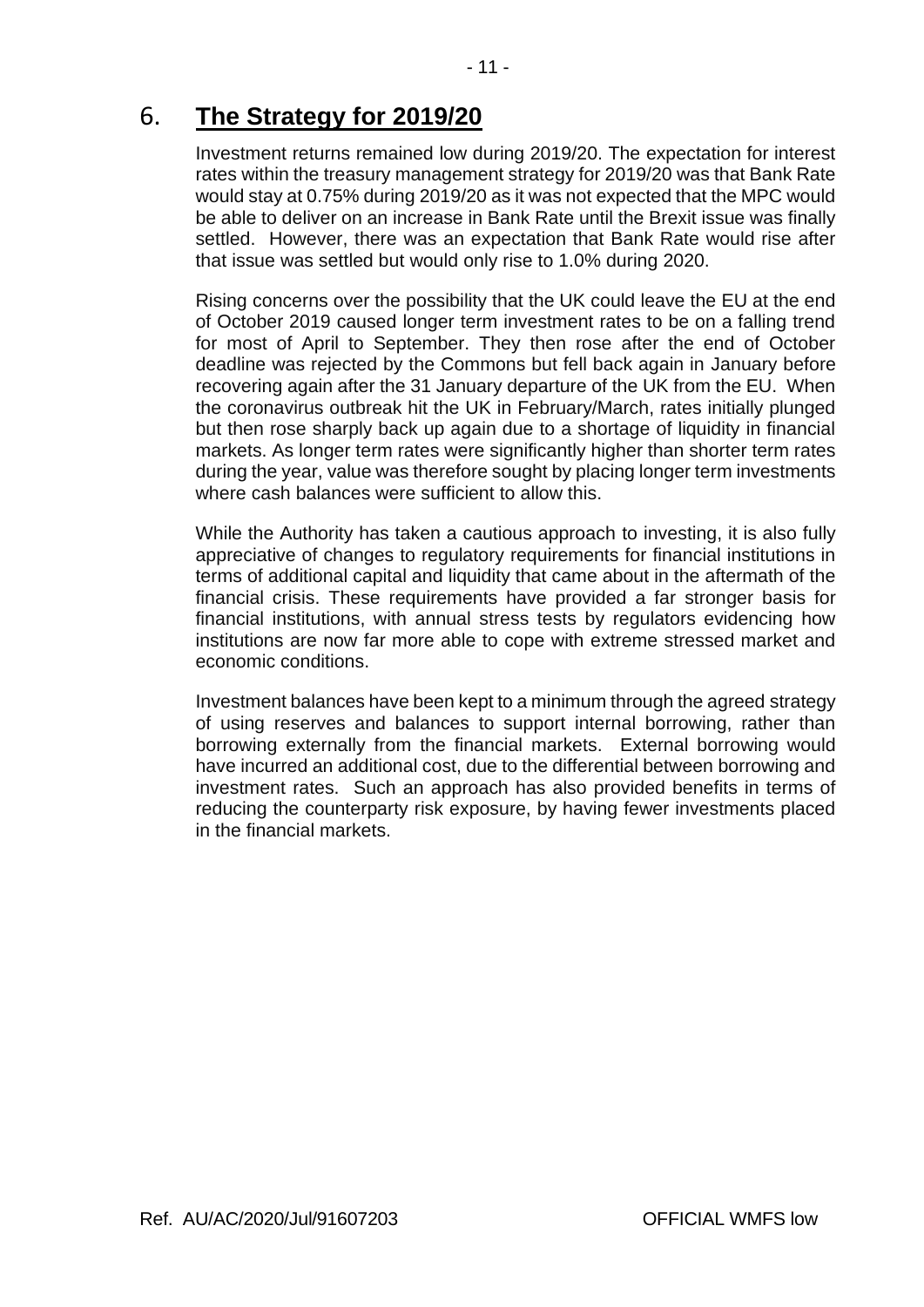# 6. **The Strategy for 2019/20**

Investment returns remained low during 2019/20. The expectation for interest rates within the treasury management strategy for 2019/20 was that Bank Rate would stay at 0.75% during 2019/20 as it was not expected that the MPC would be able to deliver on an increase in Bank Rate until the Brexit issue was finally settled. However, there was an expectation that Bank Rate would rise after that issue was settled but would only rise to 1.0% during 2020.

Rising concerns over the possibility that the UK could leave the EU at the end of October 2019 caused longer term investment rates to be on a falling trend for most of April to September. They then rose after the end of October deadline was rejected by the Commons but fell back again in January before recovering again after the 31 January departure of the UK from the EU. When the coronavirus outbreak hit the UK in February/March, rates initially plunged but then rose sharply back up again due to a shortage of liquidity in financial markets. As longer term rates were significantly higher than shorter term rates during the year, value was therefore sought by placing longer term investments where cash balances were sufficient to allow this.

While the Authority has taken a cautious approach to investing, it is also fully appreciative of changes to regulatory requirements for financial institutions in terms of additional capital and liquidity that came about in the aftermath of the financial crisis. These requirements have provided a far stronger basis for financial institutions, with annual stress tests by regulators evidencing how institutions are now far more able to cope with extreme stressed market and economic conditions.

Investment balances have been kept to a minimum through the agreed strategy of using reserves and balances to support internal borrowing, rather than borrowing externally from the financial markets. External borrowing would have incurred an additional cost, due to the differential between borrowing and investment rates. Such an approach has also provided benefits in terms of reducing the counterparty risk exposure, by having fewer investments placed in the financial markets.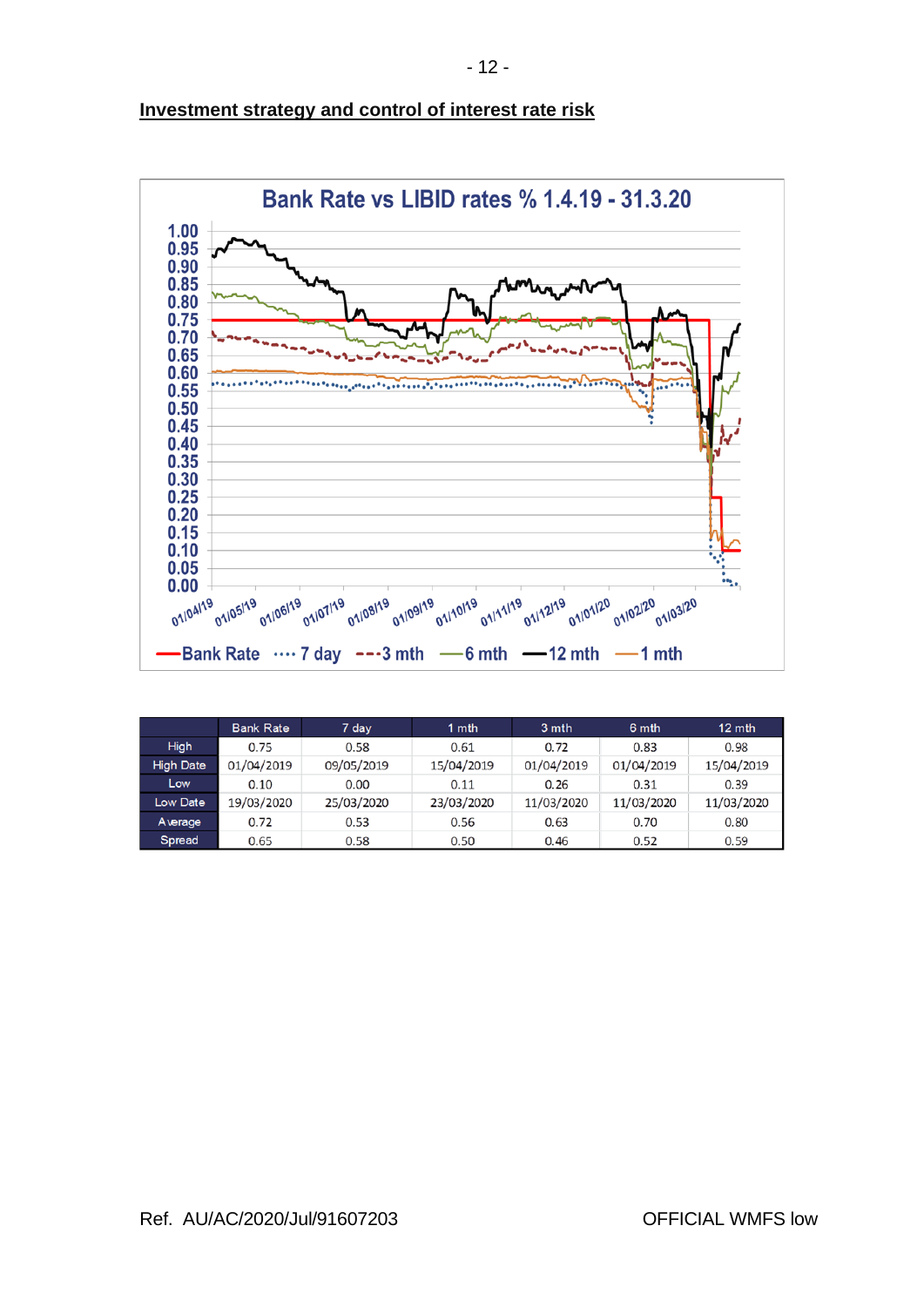**Investment strategy and control of interest rate risk**

Bank Rate vs LIBID rates % 1.4.19 - 31.3.20

|  | Bank Rate | 7 day | 1 mth | 3 mth | 6 mth | 12 mth |
|---|---|---|---|---|---|---|
| High | 0.75 | 0.58 | 0.61 | 0.72 | 0.83 | 0.98 |
| High Date | 01/04/2019 | 09/05/2019 | 15/04/2019 | 01/04/2019 | 01/04/2019 | 15/04/2019 |
| Low | 0.10 | 0.00 | 0.11 | 0.26 | 0.31 | 0.39 |
| Low Date | 19/03/2020 | 25/03/2020 | 23/03/2020 | 11/03/2020 | 11/03/2020 | 11/03/2020 |
| Average | 0.72 | 0.53 | 0.56 | 0.63 | 0.70 | 0.80 |
| Spread | 0.65 | 0.58 | 0.50 | 0.46 | 0.52 | 0.59 |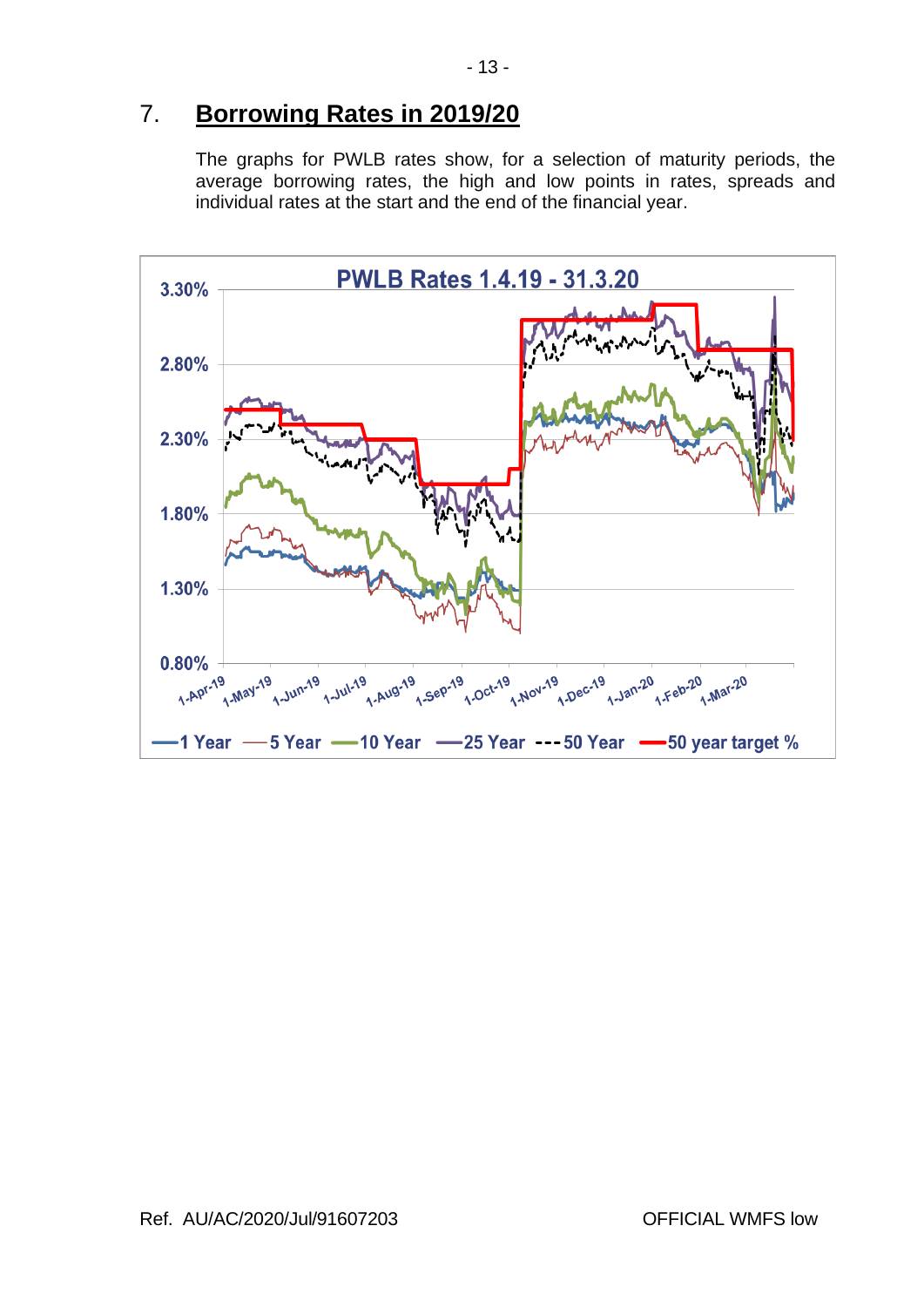## 7. Borrowing Rates in 2019/20

The graphs for PWLB rates show, for a selection of maturity periods, the average borrowing rates, the high and low points in rates, spreads and individual rates at the start and the end of the financial year.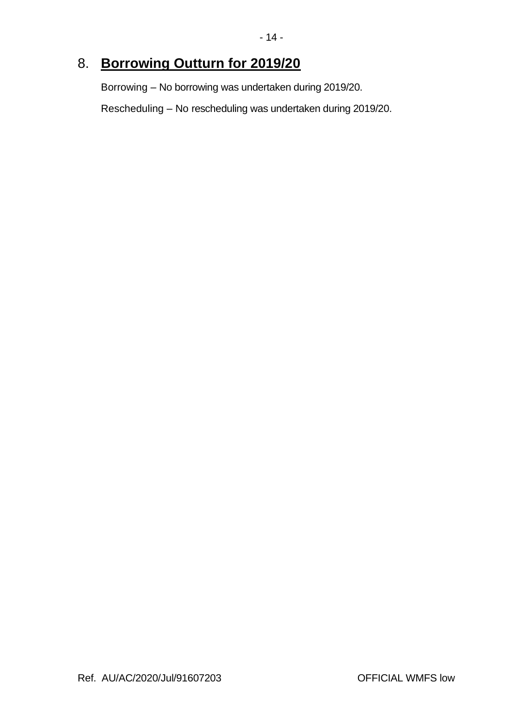## 8. **Borrowing Outturn for 2019/20**

Borrowing – No borrowing was undertaken during 2019/20.

Rescheduling – No rescheduling was undertaken during 2019/20.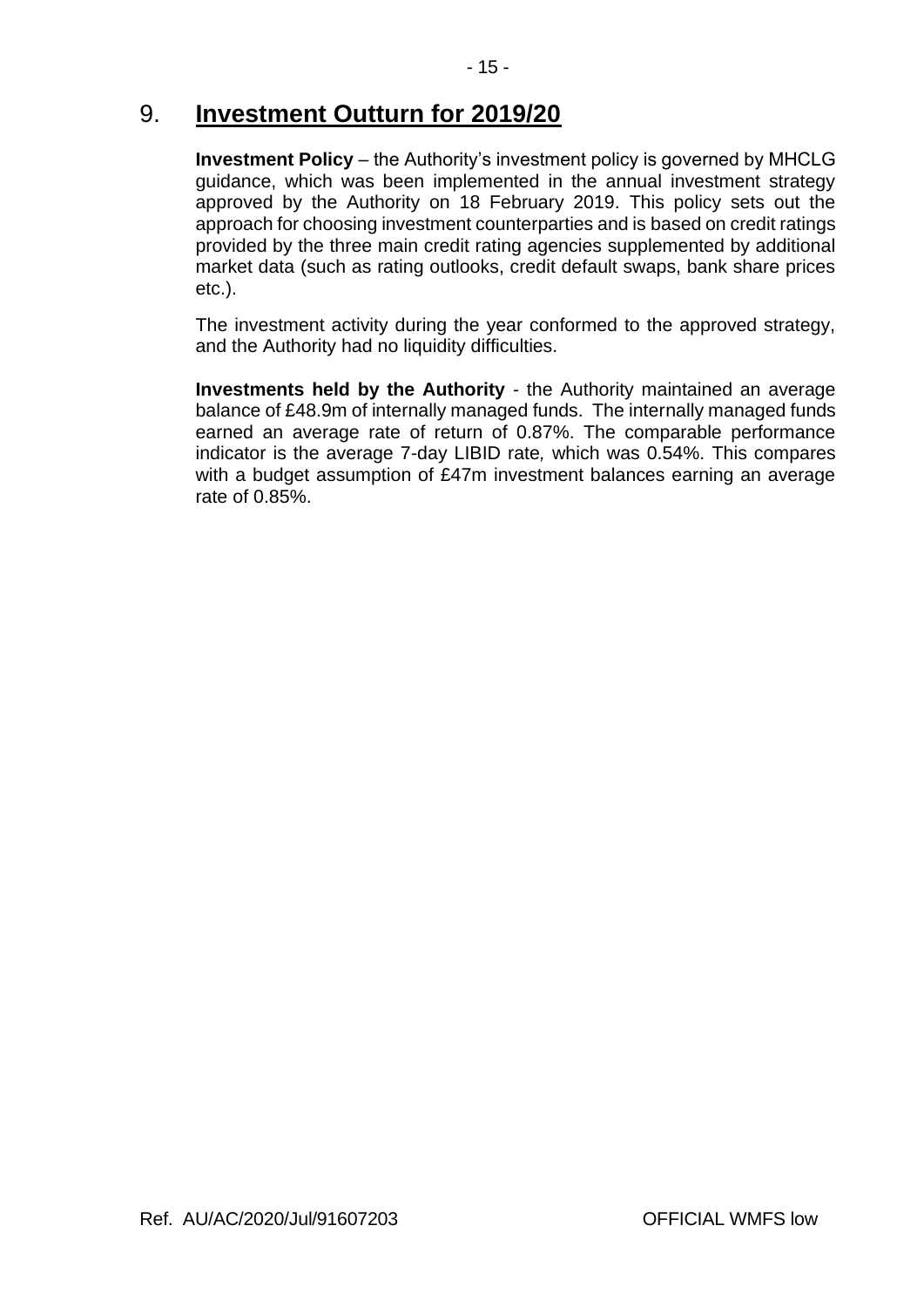# 9. **Investment Outturn for 2019/20**

**Investment Policy** – the Authority's investment policy is governed by MHCLG guidance, which was been implemented in the annual investment strategy approved by the Authority on 18 February 2019. This policy sets out the approach for choosing investment counterparties and is based on credit ratings provided by the three main credit rating agencies supplemented by additional market data (such as rating outlooks, credit default swaps, bank share prices etc.).

The investment activity during the year conformed to the approved strategy, and the Authority had no liquidity difficulties.

**Investments held by the Authority** - the Authority maintained an average balance of £48.9m of internally managed funds. The internally managed funds earned an average rate of return of 0.87%. The comparable performance indicator is the average 7-day LIBID rate*,* which was 0.54%. This compares with a budget assumption of £47m investment balances earning an average rate of 0.85%.